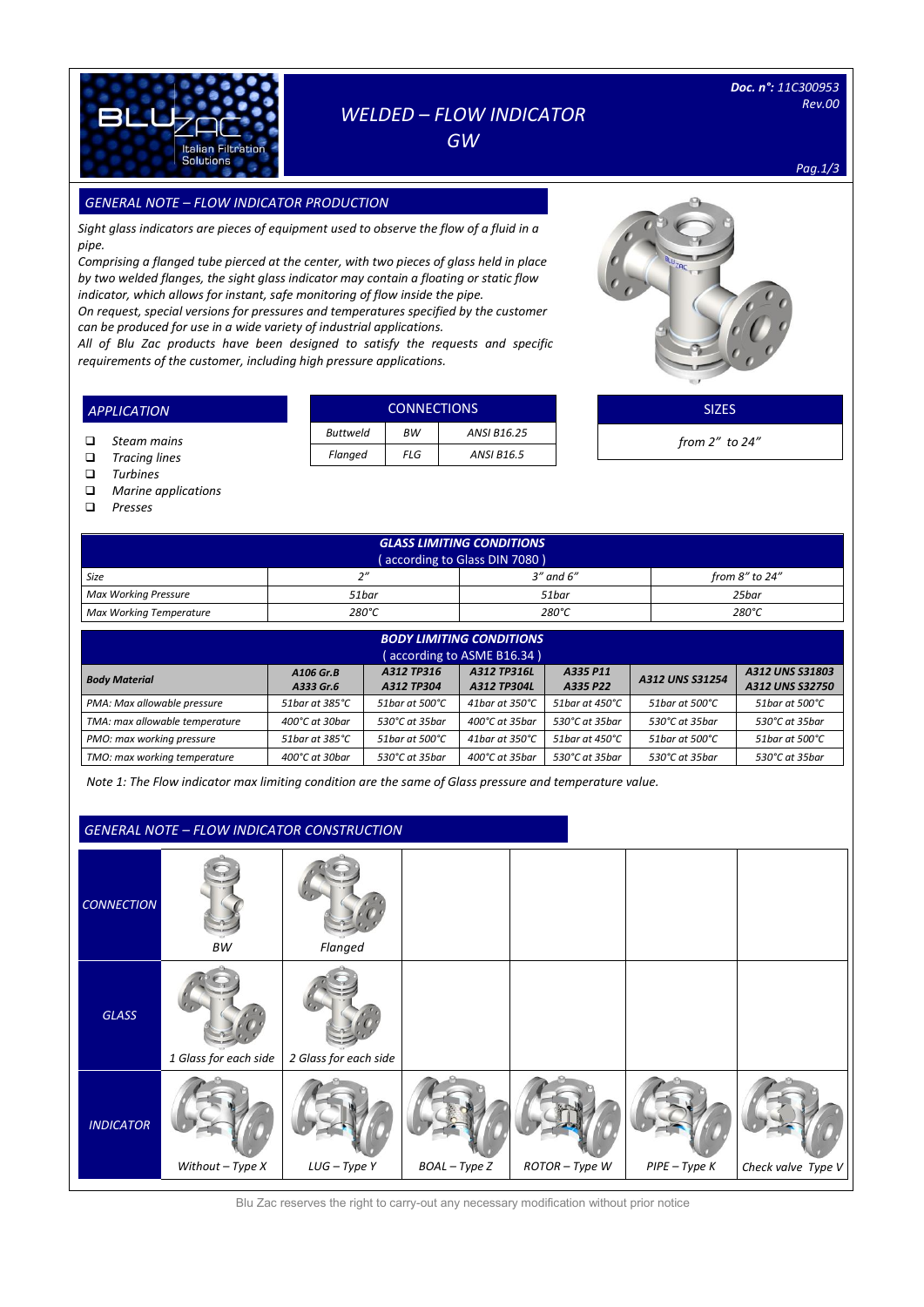# WELDED – FLOW INDICATOR GW

**Doc. n°:** 11C300953
Rev.00

## GENERAL NOTE – FLOW INDICATOR PRODUCTION

*Sight glass indicators are pieces of equipment used to observe the flow of a fluid in a pipe.*

*Comprising a flanged tube pierced at the center, with two pieces of glass held in place by two welded flanges, the sight glass indicator may contain a floating or static flow indicator, which allows for instant, safe monitoring of flow inside the pipe.*

*On request, special versions for pressures and temperatures specified by the customer can be produced for use in a wide variety of industrial applications.*

*All of Blu Zac products have been designed to satisfy the requests and specific requirements of the customer, including high pressure applications.*

## APPLICATION

- Steam mains
- Tracing lines
- Turbines
- Marine applications
- Presses

| CONNECTIONS | | |
|---|---|---|
| Buttweld | BW | ANSI B16.25 |
| Flanged | FLG | ANSI B16.5 |

| SIZES |
|---|
| from 2" to 24" |

| GLASS LIMITING CONDITIONS (according to Glass DIN 7080) | | | |
|---|---|---|---|
| Size | 2" | 3" and 6" | from 8" to 24" |
| Max Working Pressure | 51bar | 51bar | 25bar |
| Max Working Temperature | 280°C | 280°C | 280°C |

| BODY LIMITING CONDITIONS (according to ASME B16.34) | | | | | | |
|---|---|---|---|---|---|---|
| **Body Material** | **A106 Gr.B A333 Gr.6** | **A312 TP316 A312 TP304** | **A312 TP316L A312 TP304L** | **A335 P11 A335 P22** | **A312 UNS S31254** | **A312 UNS S31803 A312 UNS S32750** |
| PMA: Max allowable pressure | 51bar at 385°C | 51bar at 500°C | 41bar at 350°C | 51bar at 450°C | 51bar at 500°C | 51bar at 500°C |
| TMA: max allowable temperature | 400°C at 30bar | 530°C at 35bar | 400°C at 35bar | 530°C at 35bar | 530°C at 35bar | 530°C at 35bar |
| PMO: max working pressure | 51bar at 385°C | 51bar at 500°C | 41bar at 350°C | 51bar at 450°C | 51bar at 500°C | 51bar at 500°C |
| TMO: max working temperature | 400°C at 30bar | 530°C at 35bar | 400°C at 35bar | 530°C at 35bar | 530°C at 35bar | 530°C at 35bar |

*Note 1: The Flow indicator max limiting condition are the same of Glass pressure and temperature value.*

## GENERAL NOTE – FLOW INDICATOR CONSTRUCTION

| | | | | | | |
|---|---|---|---|---|---|---|
| CONNECTION | BW | Flanged | | | | |
| GLASS | 1 Glass for each side | 2 Glass for each side | | | | |
| INDICATOR | Without – Type X | LUG – Type Y | BOAL – Type Z | ROTOR – Type W | PIPE – Type K | Check valve Type V |

Blu Zac reserves the right to carry-out any necessary modification without prior notice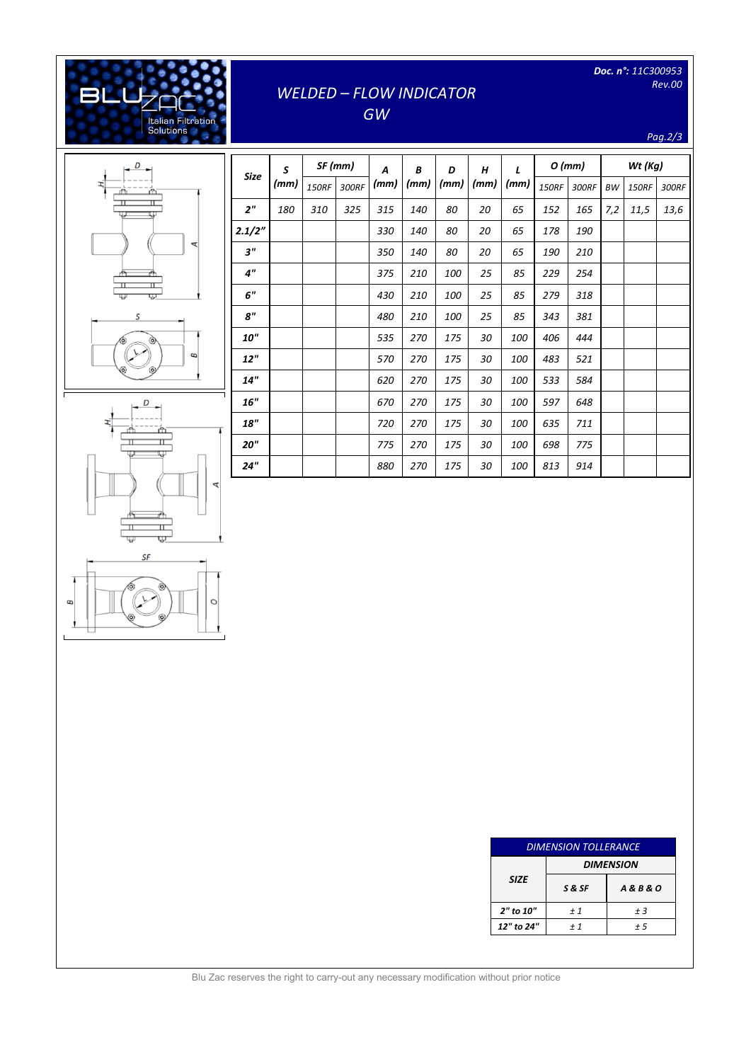# WELDED – FLOW INDICATOR GW

**Doc. n°: 11C300953**
Rev.00

| Size | S (mm) | SF (mm) | | A (mm) | B (mm) | D (mm) | H (mm) | L (mm) | O (mm) | | Wt (Kg) | | |
|---|---|---|---|---|---|---|---|---|---|---|---|---|---|
| | | 150RF | 300RF | | | | | | 150RF | 300RF | BW | 150RF | 300RF |
| 2" | 180 | 310 | 325 | 315 | 140 | 80 | 20 | 65 | 152 | 165 | 7,2 | 11,5 | 13,6 |
| 2.1/2" | | | | 330 | 140 | 80 | 20 | 65 | 178 | 190 | | | |
| 3" | | | | 350 | 140 | 80 | 20 | 65 | 190 | 210 | | | |
| 4" | | | | 375 | 210 | 100 | 25 | 85 | 229 | 254 | | | |
| 6" | | | | 430 | 210 | 100 | 25 | 85 | 279 | 318 | | | |
| 8" | | | | 480 | 210 | 100 | 25 | 85 | 343 | 381 | | | |
| 10" | | | | 535 | 270 | 175 | 30 | 100 | 406 | 444 | | | |
| 12" | | | | 570 | 270 | 175 | 30 | 100 | 483 | 521 | | | |
| 14" | | | | 620 | 270 | 175 | 30 | 100 | 533 | 584 | | | |
| 16" | | | | 670 | 270 | 175 | 30 | 100 | 597 | 648 | | | |
| 18" | | | | 720 | 270 | 175 | 30 | 100 | 635 | 711 | | | |
| 20" | | | | 775 | 270 | 175 | 30 | 100 | 698 | 775 | | | |
| 24" | | | | 880 | 270 | 175 | 30 | 100 | 813 | 914 | | | |

| DIMENSION TOLLERANCE | | |
|---|---|---|
| SIZE | DIMENSION | |
| | S & SF | A & B & O |
| 2" to 10" | ± 1 | ± 3 |
| 12" to 24" | ± 1 | ± 5 |

Blu Zac reserves the right to carry-out any necessary modification without prior notice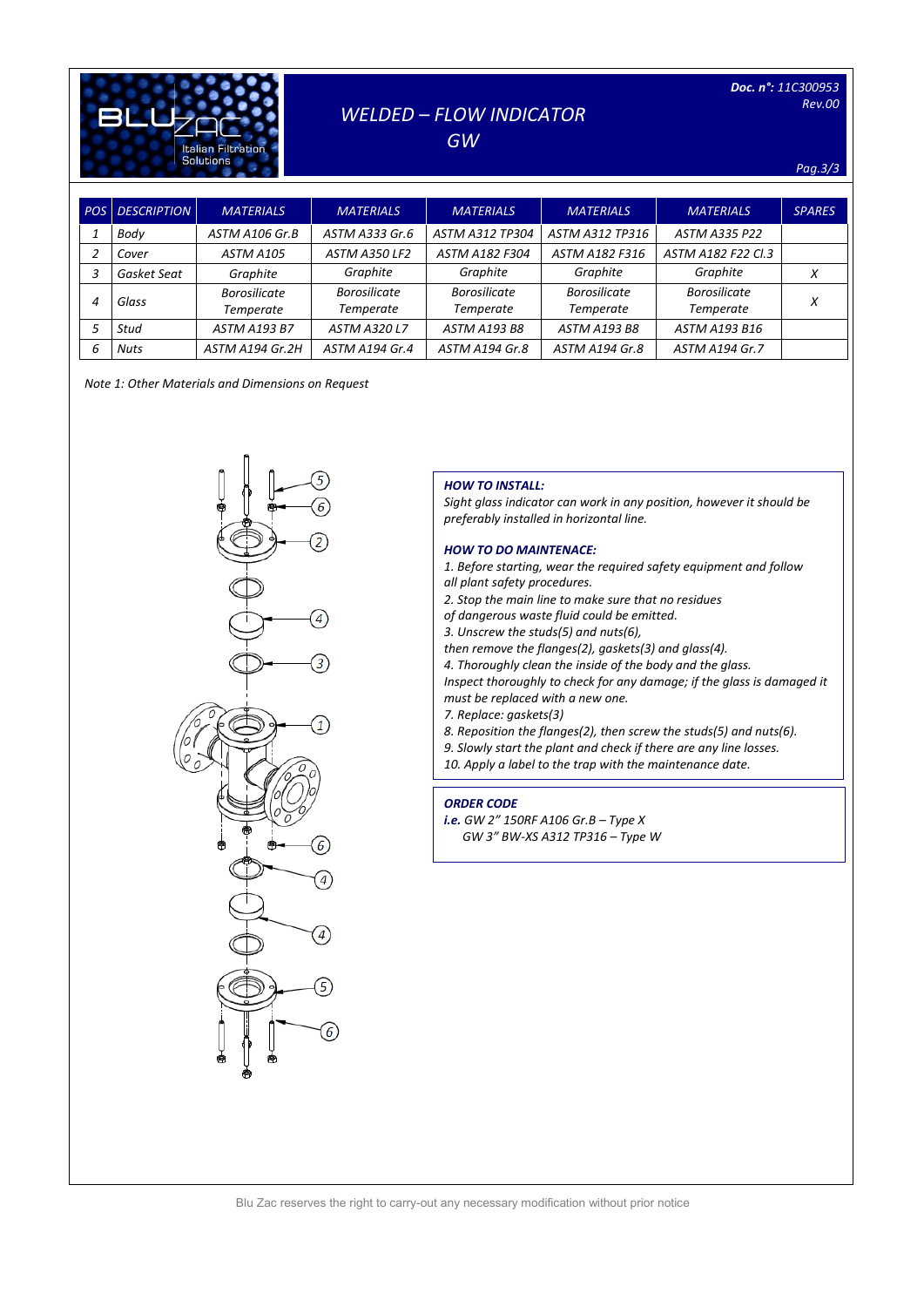| POS | DESCRIPTION | MATERIALS | MATERIALS | MATERIALS | MATERIALS | MATERIALS | SPARES |
|---|---|---|---|---|---|---|---|
| 1 | Body | ASTM A106 Gr.B | ASTM A333 Gr.6 | ASTM A312 TP304 | ASTM A312 TP316 | ASTM A335 P22 | |
| 2 | Cover | ASTM A105 | ASTM A350 LF2 | ASTM A182 F304 | ASTM A182 F316 | ASTM A182 F22 Cl.3 | |
| 3 | Gasket Seat | Graphite | Graphite | Graphite | Graphite | Graphite | X |
| 4 | Glass | Borosilicate Temperate | Borosilicate Temperate | Borosilicate Temperate | Borosilicate Temperate | Borosilicate Temperate | X |
| 5 | Stud | ASTM A193 B7 | ASTM A320 L7 | ASTM A193 B8 | ASTM A193 B8 | ASTM A193 B16 | |
| 6 | Nuts | ASTM A194 Gr.2H | ASTM A194 Gr.4 | ASTM A194 Gr.8 | ASTM A194 Gr.8 | ASTM A194 Gr.7 | |

*Note 1: Other Materials and Dimensions on Request*

5
6
2
4
3
1
6
4
4
5
6

**HOW TO INSTALL:**

*Sight glass indicator can work in any position, however it should be preferably installed in horizontal line.*

**HOW TO DO MAINTENACE:**

*1. Before starting, wear the required safety equipment and follow all plant safety procedures.*
*2. Stop the main line to make sure that no residues of dangerous waste fluid could be emitted.*
*3. Unscrew the studs(5) and nuts(6), then remove the flanges(2), gaskets(3) and glass(4).*
*4. Thoroughly clean the inside of the body and the glass. Inspect thoroughly to check for any damage; if the glass is damaged it must be replaced with a new one.*
*7. Replace: gaskets(3)*
*8. Reposition the flanges(2), then screw the studs(5) and nuts(6).*
*9. Slowly start the plant and check if there are any line losses.*
*10. Apply a label to the trap with the maintenance date.*

**ORDER CODE**

***i.e.*** *GW 2" 150RF A106 Gr.B – Type X*
*GW 3" BW-XS A312 TP316 – Type W*

Blu Zac reserves the right to carry-out any necessary modification without prior notice